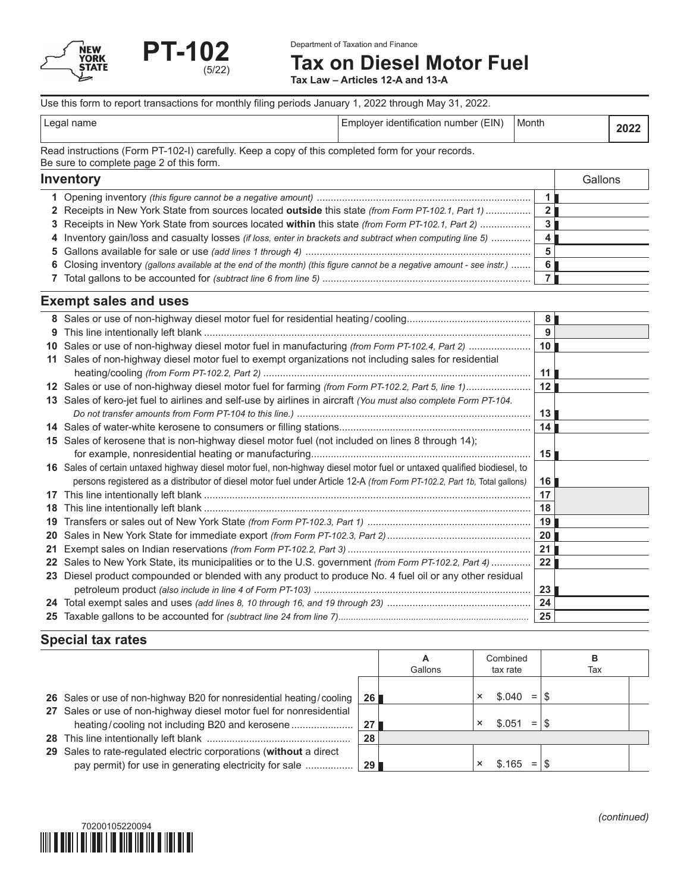PT-102 (5/22)

Department of Taxation and Finance

# Tax on Diesel Motor Fuel

**Tax Law – Articles 12-A and 13-A**

Use this form to report transactions for monthly filing periods January 1, 2022 through May 31, 2022.

| Legal name | Employer identification number (EIN) | Month | 2022 |
|---|---|---|---|
| | | | |

Read instructions (Form PT-102-I) carefully. Keep a copy of this completed form for your records.
Be sure to complete page 2 of this form.

## Inventory

| | | | Gallons |
|---|---|---|---|
| 1 | Opening inventory *(this figure cannot be a negative amount)* | 1 | |
| 2 | Receipts in New York State from sources located **outside** this state *(from Form PT-102.1, Part 1)* | 2 | |
| 3 | Receipts in New York State from sources located **within** this state *(from Form PT-102.1, Part 2)* | 3 | |
| 4 | Inventory gain/loss and casualty losses *(if loss, enter in brackets and subtract when computing line 5)* | 4 | |
| 5 | Gallons available for sale or use *(add lines 1 through 4)* | 5 | |
| 6 | Closing inventory *(gallons available at the end of the month) (this figure cannot be a negative amount - see instr.)* | 6 | |
| 7 | Total gallons to be accounted for *(subtract line 6 from line 5)* | 7 | |

## Exempt sales and uses

| | | | |
|---|---|---|---|
| 8 | Sales or use of non-highway diesel motor fuel for residential heating/cooling | 8 | |
| 9 | This line intentionally left blank | 9 | |
| 10 | Sales or use of non-highway diesel motor fuel in manufacturing *(from Form PT-102.4, Part 2)* | 10 | |
| 11 | Sales of non-highway diesel motor fuel to exempt organizations not including sales for residential heating/cooling *(from Form PT-102.2, Part 2)* | 11 | |
| 12 | Sales or use of non-highway diesel motor fuel for farming *(from Form PT-102.2, Part 5, line 1)* | 12 | |
| 13 | Sales of kero-jet fuel to airlines and self-use by airlines in aircraft *(You must also complete Form PT-104. Do not transfer amounts from Form PT-104 to this line.)* | 13 | |
| 14 | Sales of water-white kerosene to consumers or filling stations | 14 | |
| 15 | Sales of kerosene that is non-highway diesel motor fuel (not included on lines 8 through 14); for example, nonresidential heating or manufacturing | 15 | |
| 16 | Sales of certain untaxed highway diesel motor fuel, non-highway diesel motor fuel or untaxed qualified biodiesel, to persons registered as a distributor of diesel motor fuel under Article 12-A *(from Form PT-102.2, Part 1b,* Total gallons*)* | 16 | |
| 17 | This line intentionally left blank | 17 | |
| 18 | This line intentionally left blank | 18 | |
| 19 | Transfers or sales out of New York State *(from Form PT-102.3, Part 1)* | 19 | |
| 20 | Sales in New York State for immediate export *(from Form PT-102.3, Part 2)* | 20 | |
| 21 | Exempt sales on Indian reservations *(from Form PT-102.2, Part 3)* | 21 | |
| 22 | Sales to New York State, its municipalities or to the U.S. government *(from Form PT-102.2, Part 4)* | 22 | |
| 23 | Diesel product compounded or blended with any product to produce No. 4 fuel oil or any other residual petroleum product *(also include in line 4 of Form PT-103)* | 23 | |
| 24 | Total exempt sales and uses *(add lines 8, 10 through 16, and 19 through 23)* | 24 | |
| 25 | Taxable gallons to be accounted for *(subtract line 24 from line 7)* | 25 | |

## Special tax rates

| | | | A Gallons | Combined tax rate | B Tax |
|---|---|---|---|---|---|
| 26 | Sales or use of non-highway B20 for nonresidential heating/cooling | 26 | | × $.040 = | $ |
| 27 | Sales or use of non-highway diesel motor fuel for nonresidential heating/cooling not including B20 and kerosene | 27 | | × $.051 = | $ |
| 28 | This line intentionally left blank | 28 | | | |
| 29 | Sales to rate-regulated electric corporations (**without** a direct pay permit) for use in generating electricity for sale | 29 | | × $.165 = | $ |

*(continued)*

70200105220094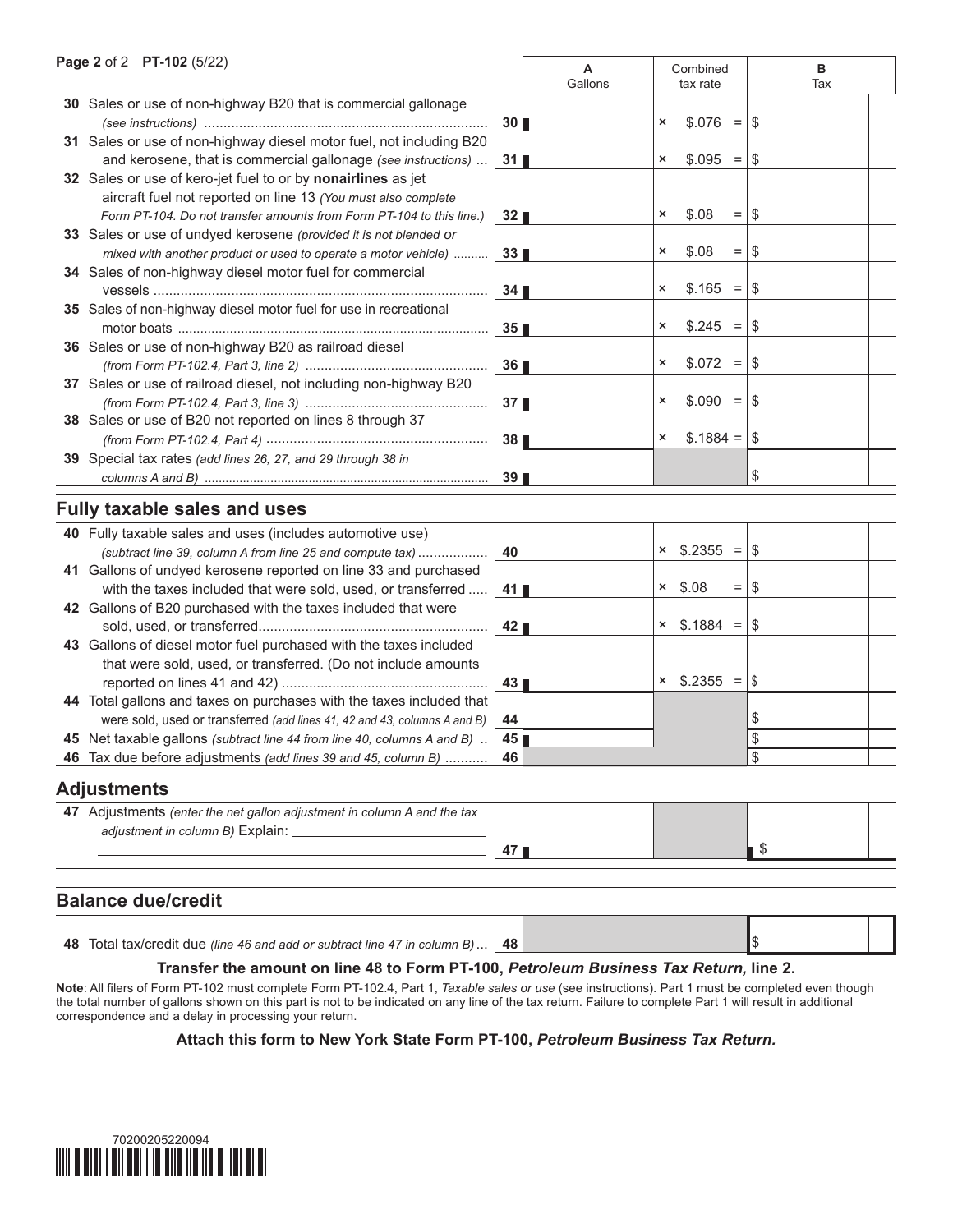| | | A Gallons | Combined tax rate | B Tax |
|---|---|---|---|---|
| **30** Sales or use of non-highway B20 that is commercial gallonage *(see instructions)* | 30 | | × $.076 = | $ |
| **31** Sales or use of non-highway diesel motor fuel, not including B20 and kerosene, that is commercial gallonage *(see instructions)* | 31 | | × $.095 = | $ |
| **32** Sales or use of kero-jet fuel to or by **nonairlines** as jet aircraft fuel not reported on line 13 *(You must also complete Form PT-104. Do not transfer amounts from Form PT-104 to this line.)* | 32 | | × $.08 = | $ |
| **33** Sales or use of undyed kerosene *(provided it is not blended or mixed with another product or used to operate a motor vehicle)* | 33 | | × $.08 = | $ |
| **34** Sales of non-highway diesel motor fuel for commercial vessels | 34 | | × $.165 = | $ |
| **35** Sales of non-highway diesel motor fuel for use in recreational motor boats | 35 | | × $.245 = | $ |
| **36** Sales or use of non-highway B20 as railroad diesel *(from Form PT-102.4, Part 3, line 2)* | 36 | | × $.072 = | $ |
| **37** Sales or use of railroad diesel, not including non-highway B20 *(from Form PT-102.4, Part 3, line 3)* | 37 | | × $.090 = | $ |
| **38** Sales or use of B20 not reported on lines 8 through 37 *(from Form PT-102.4, Part 4)* | 38 | | × $.1884 = | $ |
| **39** Special tax rates *(add lines 26, 27, and 29 through 38 in columns A and B)* | 39 | | | $ |

## Fully taxable sales and uses

| | | A Gallons | Combined tax rate | B Tax |
|---|---|---|---|---|
| **40** Fully taxable sales and uses (includes automotive use) *(subtract line 39, column A from line 25 and compute tax)* | 40 | | × $.2355 = | $ |
| **41** Gallons of undyed kerosene reported on line 33 and purchased with the taxes included that were sold, used, or transferred | 41 | | × $.08 = | $ |
| **42** Gallons of B20 purchased with the taxes included that were sold, used, or transferred | 42 | | × $.1884 = | $ |
| **43** Gallons of diesel motor fuel purchased with the taxes included that were sold, used, or transferred. (Do not include amounts reported on lines 41 and 42) | 43 | | × $.2355 = | $ |
| **44** Total gallons and taxes on purchases with the taxes included that were sold, used or transferred *(add lines 41, 42 and 43, columns A and B)* | 44 | | | $ |
| **45** Net taxable gallons *(subtract line 44 from line 40, columns A and B)* | 45 | | | $ |
| **46** Tax due before adjustments *(add lines 39 and 45, column B)* | 46 | | | $ |

## Adjustments

| | | A Gallons | | B Tax |
|---|---|---|---|---|
| **47** Adjustments *(enter the net gallon adjustment in column A and the tax adjustment in column B)* Explain: ______________________ | 47 | | | $ |

## Balance due/credit

| | | | B Tax |
|---|---|---|---|
| **48** Total tax/credit due *(line 46 and add or subtract line 47 in column B)* | 48 | | $ |

**Transfer the amount on line 48 to Form PT-100, *Petroleum Business Tax Return,* line 2.**

**Note**: All filers of Form PT-102 must complete Form PT-102.4, Part 1, *Taxable sales or use* (see instructions). Part 1 must be completed even though the total number of gallons shown on this part is not to be indicated on any line of the tax return. Failure to complete Part 1 will result in additional correspondence and a delay in processing your return.

**Attach this form to New York State Form PT-100, *Petroleum Business Tax Return.***

70200205220094